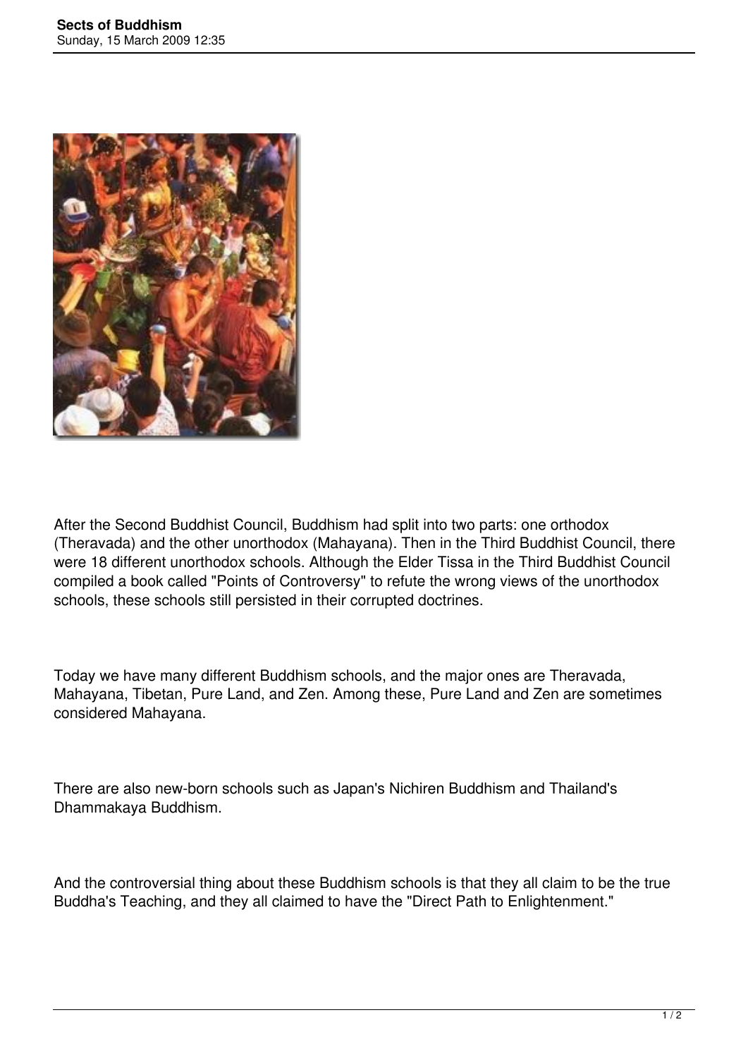# Sects of Buddhism

Sunday, 15 March 2009 12:35

After the Second Buddhist Council, Buddhism had split into two parts: one orthodox (Theravada) and the other unorthodox (Mahayana). Then in the Third Buddhist Council, there were 18 different unorthodox schools. Although the Elder Tissa in the Third Buddhist Council compiled a book called "Points of Controversy" to refute the wrong views of the unorthodox schools, these schools still persisted in their corrupted doctrines.

Today we have many different Buddhism schools, and the major ones are Theravada, Mahayana, Tibetan, Pure Land, and Zen. Among these, Pure Land and Zen are sometimes considered Mahayana.

There are also new-born schools such as Japan's Nichiren Buddhism and Thailand's Dhammakaya Buddhism.

And the controversial thing about these Buddhism schools is that they all claim to be the true Buddha's Teaching, and they all claimed to have the "Direct Path to Enlightenment."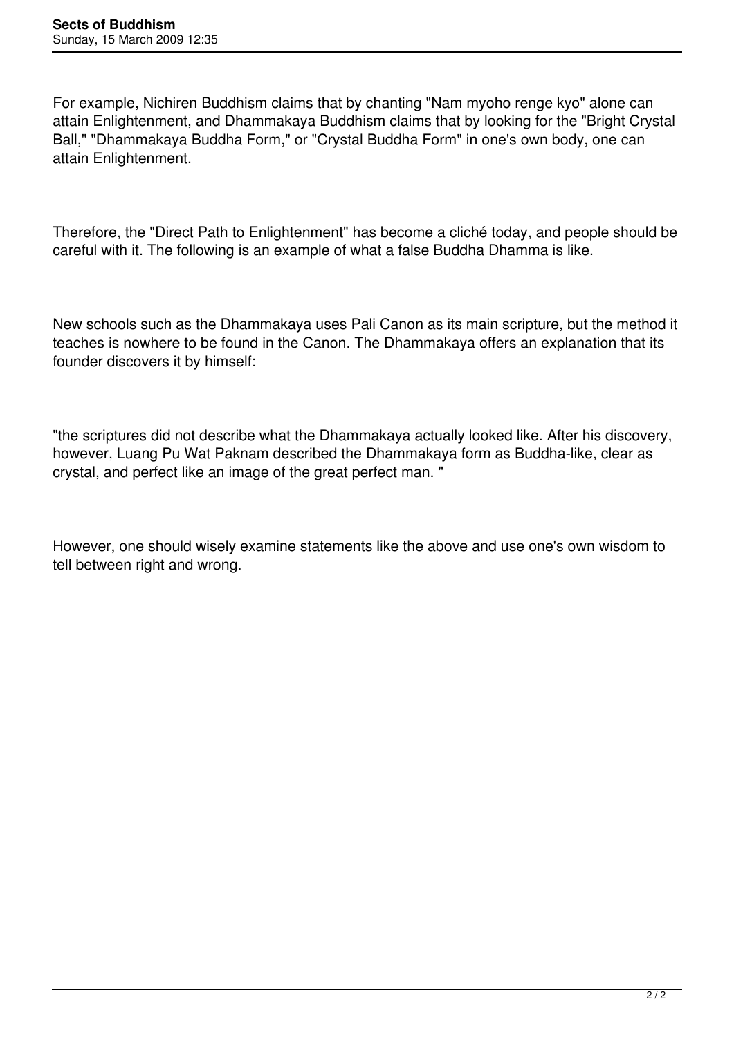For example, Nichiren Buddhism claims that by chanting "Nam myoho renge kyo" alone can attain Enlightenment, and Dhammakaya Buddhism claims that by looking for the "Bright Crystal Ball," "Dhammakaya Buddha Form," or "Crystal Buddha Form" in one's own body, one can attain Enlightenment.

Therefore, the "Direct Path to Enlightenment" has become a cliché today, and people should be careful with it. The following is an example of what a false Buddha Dhamma is like.

New schools such as the Dhammakaya uses Pali Canon as its main scripture, but the method it teaches is nowhere to be found in the Canon. The Dhammakaya offers an explanation that its founder discovers it by himself:

"the scriptures did not describe what the Dhammakaya actually looked like. After his discovery, however, Luang Pu Wat Paknam described the Dhammakaya form as Buddha-like, clear as crystal, and perfect like an image of the great perfect man. "

However, one should wisely examine statements like the above and use one's own wisdom to tell between right and wrong.